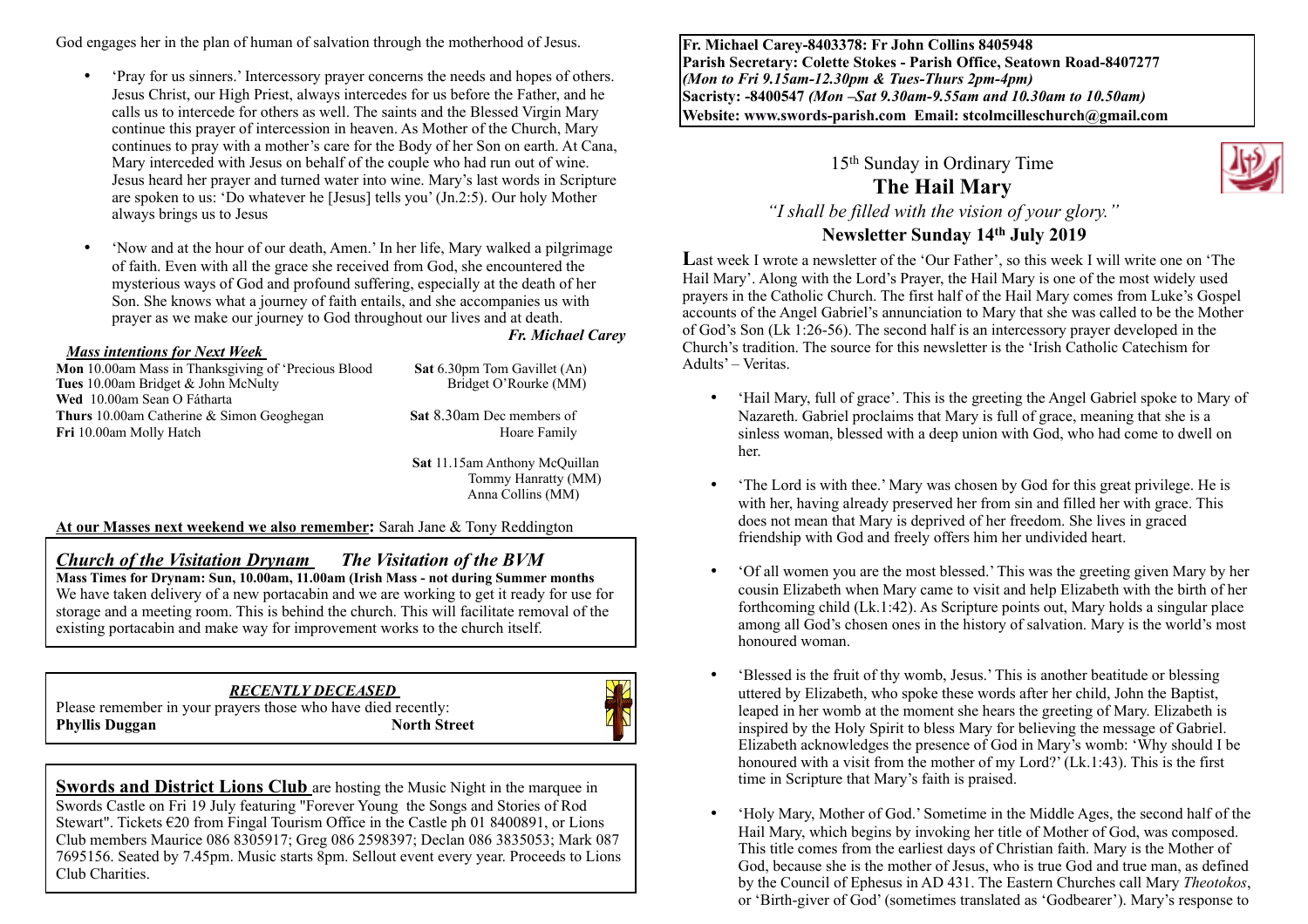God engages her in the plan of human of salvation through the motherhood of Jesus.

- 'Pray for us sinners.' Intercessory prayer concerns the needs and hopes of others. Jesus Christ, our High Priest, always intercedes for us before the Father, and he calls us to intercede for others as well. The saints and the Blessed Virgin Mary continue this prayer of intercession in heaven. As Mother of the Church, Mary continues to pray with a mother's care for the Body of her Son on earth. At Cana, Mary interceded with Jesus on behalf of the couple who had run out of wine. Jesus heard her prayer and turned water into wine. Mary's last words in Scripture are spoken to us: 'Do whatever he [Jesus] tells you' (Jn.2:5). Our holy Mother always brings us to Jesus

- 'Now and at the hour of our death, Amen.' In her life, Mary walked a pilgrimage of faith. Even with all the grace she received from God, she encountered the mysterious ways of God and profound suffering, especially at the death of her Son. She knows what a journey of faith entails, and she accompanies us with prayer as we make our journey to God throughout our lives and at death.

***Fr. Michael Carey***

***Mass intentions for Next Week***

**Mon** 10.00am Mass in Thanksgiving of 'Precious Blood
**Tues** 10.00am Bridget & John McNulty
**Wed** 10.00am Sean O Fátharta
**Thurs** 10.00am Catherine & Simon Geoghegan
**Fri** 10.00am Molly Hatch

**Sat** 6.30pm Tom Gavillet (An) Bridget O'Rourke (MM)
**Sat** 8.30am Dec members of Hoare Family
**Sat** 11.15am Anthony McQuillan Tommy Hanratty (MM) Anna Collins (MM)

**At our Masses next weekend we also remember:** Sarah Jane & Tony Reddington

## *Church of the Visitation Drynam* — *The Visitation of the BVM*

**Mass Times for Drynam: Sun, 10.00am, 11.00am (Irish Mass - not during Summer months**
We have taken delivery of a new portacabin and we are working to get it ready for use for storage and a meeting room. This is behind the church. This will facilitate removal of the existing portacabin and make way for improvement works to the church itself.

***RECENTLY DECEASED***

Please remember in your prayers those who have died recently:
**Phyllis Duggan** — **North Street**

**Swords and District Lions Club** are hosting the Music Night in the marquee in Swords Castle on Fri 19 July featuring "Forever Young the Songs and Stories of Rod Stewart". Tickets €20 from Fingal Tourism Office in the Castle ph 01 8400891, or Lions Club members Maurice 086 8305917; Greg 086 2598397; Declan 086 3835053; Mark 087 7695156. Seated by 7.45pm. Music starts 8pm. Sellout event every year. Proceeds to Lions Club Charities.

**Fr. Michael Carey-8403378: Fr John Collins 8405948**
**Parish Secretary: Colette Stokes - Parish Office, Seatown Road-8407277**
***(Mon to Fri 9.15am-12.30pm & Tues-Thurs 2pm-4pm)***
**Sacristy: -8400547** ***(Mon –Sat 9.30am-9.55am and 10.30am to 10.50am)***
**Website: www.swords-parish.com Email: stcolmcilleschurch@gmail.com**

15th Sunday in Ordinary Time

# The Hail Mary

*"I shall be filled with the vision of your glory."*

**Newsletter Sunday 14th July 2019**

Last week I wrote a newsletter of the 'Our Father', so this week I will write one on 'The Hail Mary'. Along with the Lord's Prayer, the Hail Mary is one of the most widely used prayers in the Catholic Church. The first half of the Hail Mary comes from Luke's Gospel accounts of the Angel Gabriel's annunciation to Mary that she was called to be the Mother of God's Son (Lk 1:26-56). The second half is an intercessory prayer developed in the Church's tradition. The source for this newsletter is the 'Irish Catholic Catechism for Adults' – Veritas.

- 'Hail Mary, full of grace'. This is the greeting the Angel Gabriel spoke to Mary of Nazareth. Gabriel proclaims that Mary is full of grace, meaning that she is a sinless woman, blessed with a deep union with God, who had come to dwell on her.

- 'The Lord is with thee.' Mary was chosen by God for this great privilege. He is with her, having already preserved her from sin and filled her with grace. This does not mean that Mary is deprived of her freedom. She lives in graced friendship with God and freely offers him her undivided heart.

- 'Of all women you are the most blessed.' This was the greeting given Mary by her cousin Elizabeth when Mary came to visit and help Elizabeth with the birth of her forthcoming child (Lk.1:42). As Scripture points out, Mary holds a singular place among all God's chosen ones in the history of salvation. Mary is the world's most honoured woman.

- 'Blessed is the fruit of thy womb, Jesus.' This is another beatitude or blessing uttered by Elizabeth, who spoke these words after her child, John the Baptist, leaped in her womb at the moment she hears the greeting of Mary. Elizabeth is inspired by the Holy Spirit to bless Mary for believing the message of Gabriel. Elizabeth acknowledges the presence of God in Mary's womb: 'Why should I be honoured with a visit from the mother of my Lord?' (Lk.1:43). This is the first time in Scripture that Mary's faith is praised.

- 'Holy Mary, Mother of God.' Sometime in the Middle Ages, the second half of the Hail Mary, which begins by invoking her title of Mother of God, was composed. This title comes from the earliest days of Christian faith. Mary is the Mother of God, because she is the mother of Jesus, who is true God and true man, as defined by the Council of Ephesus in AD 431. The Eastern Churches call Mary *Theotokos*, or 'Birth-giver of God' (sometimes translated as 'Godbearer'). Mary's response to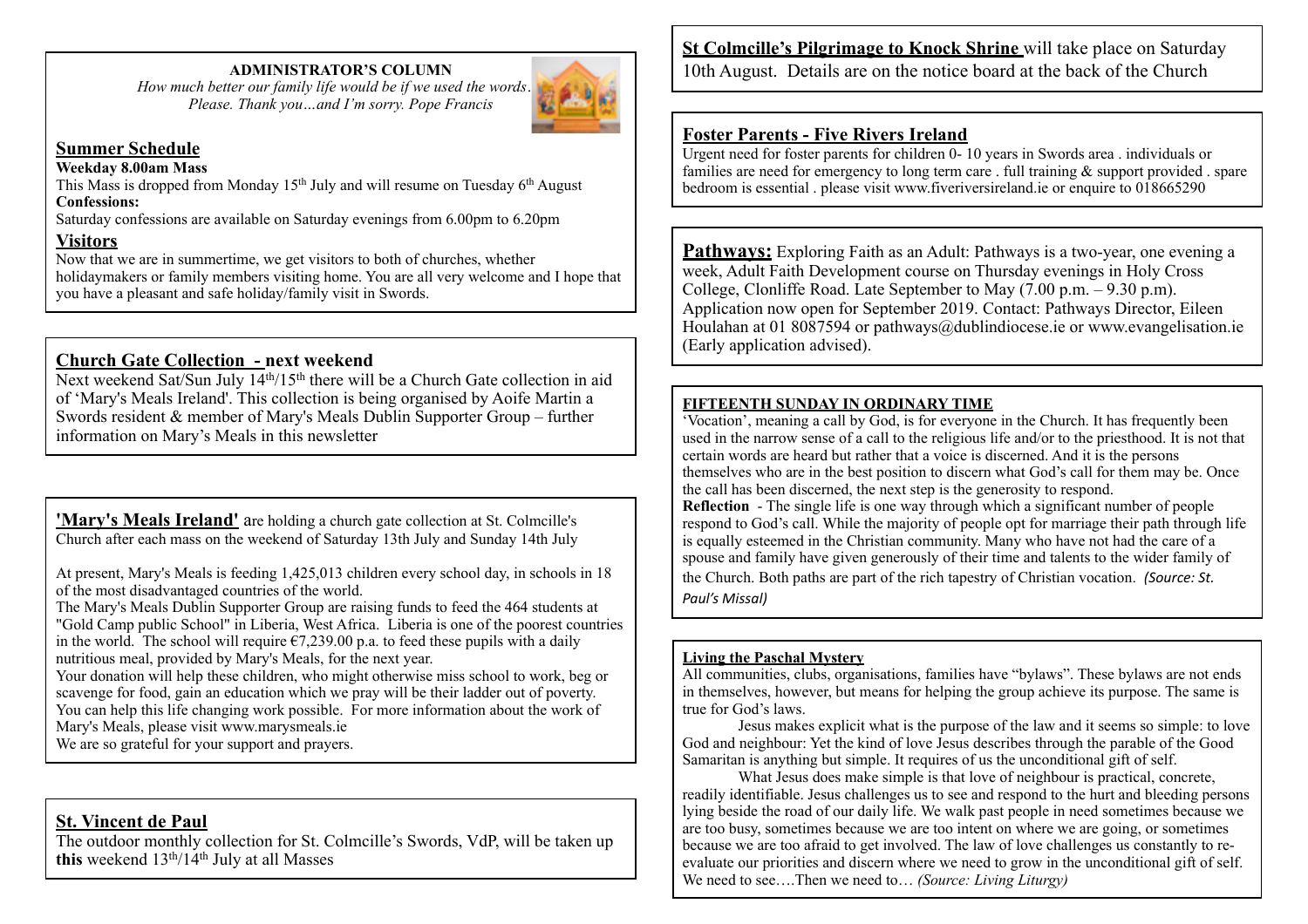**ADMINISTRATOR'S COLUMN**

*How much better our family life would be if we used the words. Please. Thank you…and I'm sorry. Pope Francis*

## Summer Schedule

**Weekday 8.00am Mass**

This Mass is dropped from Monday 15th July and will resume on Tuesday 6th August

**Confessions:**

Saturday confessions are available on Saturday evenings from 6.00pm to 6.20pm

## Visitors

Now that we are in summertime, we get visitors to both of churches, whether holidaymakers or family members visiting home. You are all very welcome and I hope that you have a pleasant and safe holiday/family visit in Swords.

## Church Gate Collection - next weekend

Next weekend Sat/Sun July 14th/15th there will be a Church Gate collection in aid of 'Mary's Meals Ireland'. This collection is being organised by Aoife Martin a Swords resident & member of Mary's Meals Dublin Supporter Group – further information on Mary's Meals in this newsletter

**'Mary's Meals Ireland'** are holding a church gate collection at St. Colmcille's Church after each mass on the weekend of Saturday 13th July and Sunday 14th July

At present, Mary's Meals is feeding 1,425,013 children every school day, in schools in 18 of the most disadvantaged countries of the world.

The Mary's Meals Dublin Supporter Group are raising funds to feed the 464 students at "Gold Camp public School" in Liberia, West Africa. Liberia is one of the poorest countries in the world. The school will require €7,239.00 p.a. to feed these pupils with a daily nutritious meal, provided by Mary's Meals, for the next year.

Your donation will help these children, who might otherwise miss school to work, beg or scavenge for food, gain an education which we pray will be their ladder out of poverty. You can help this life changing work possible. For more information about the work of Mary's Meals, please visit www.marysmeals.ie

We are so grateful for your support and prayers.

## St. Vincent de Paul

The outdoor monthly collection for St. Colmcille's Swords, VdP, will be taken up **this** weekend 13th/14th July at all Masses

**St Colmcille's Pilgrimage to Knock Shrine** will take place on Saturday 10th August. Details are on the notice board at the back of the Church

## Foster Parents - Five Rivers Ireland

Urgent need for foster parents for children 0- 10 years in Swords area . individuals or families are need for emergency to long term care . full training & support provided . spare bedroom is essential . please visit www.fiveriversireland.ie or enquire to 018665290

**Pathways:** Exploring Faith as an Adult: Pathways is a two-year, one evening a week, Adult Faith Development course on Thursday evenings in Holy Cross College, Clonliffe Road. Late September to May (7.00 p.m. – 9.30 p.m). Application now open for September 2019. Contact: Pathways Director, Eileen Houlahan at 01 8087594 or pathways@dublindiocese.ie or www.evangelisation.ie (Early application advised).

## FIFTEENTH SUNDAY IN ORDINARY TIME

'Vocation', meaning a call by God, is for everyone in the Church. It has frequently been used in the narrow sense of a call to the religious life and/or to the priesthood. It is not that certain words are heard but rather that a voice is discerned. And it is the persons themselves who are in the best position to discern what God's call for them may be. Once the call has been discerned, the next step is the generosity to respond.

**Reflection** - The single life is one way through which a significant number of people respond to God's call. While the majority of people opt for marriage their path through life is equally esteemed in the Christian community. Many who have not had the care of a spouse and family have given generously of their time and talents to the wider family of the Church. Both paths are part of the rich tapestry of Christian vocation. *(Source: St. Paul's Missal)*

## Living the Paschal Mystery

All communities, clubs, organisations, families have "bylaws". These bylaws are not ends in themselves, however, but means for helping the group achieve its purpose. The same is true for God's laws.

Jesus makes explicit what is the purpose of the law and it seems so simple: to love God and neighbour: Yet the kind of love Jesus describes through the parable of the Good Samaritan is anything but simple. It requires of us the unconditional gift of self.

What Jesus does make simple is that love of neighbour is practical, concrete, readily identifiable. Jesus challenges us to see and respond to the hurt and bleeding persons lying beside the road of our daily life. We walk past people in need sometimes because we are too busy, sometimes because we are too intent on where we are going, or sometimes because we are too afraid to get involved. The law of love challenges us constantly to re-evaluate our priorities and discern where we need to grow in the unconditional gift of self. We need to see….Then we need to… *(Source: Living Liturgy)*